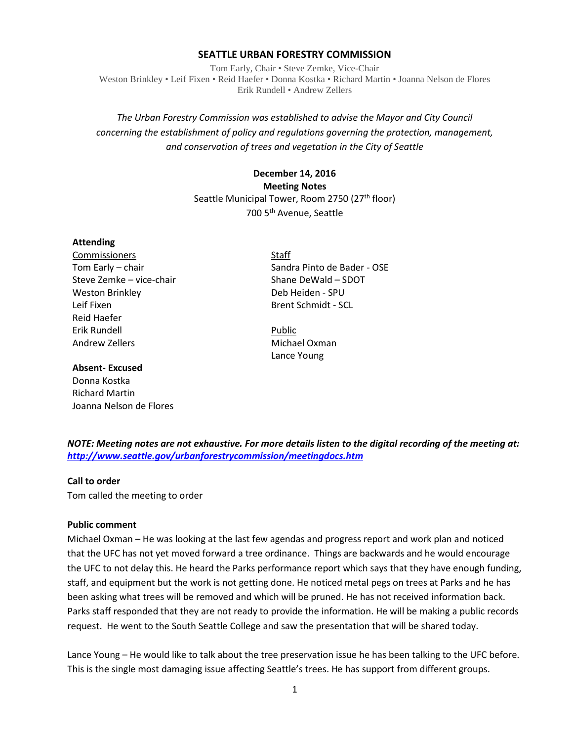# SEATTLE URBAN FORESTRY COMMISSION

Tom Early, Chair • Steve Zemke, Vice-Chair
Weston Brinkley • Leif Fixen • Reid Haefer • Donna Kostka • Richard Martin • Joanna Nelson de Flores
Erik Rundell • Andrew Zellers

*The Urban Forestry Commission was established to advise the Mayor and City Council concerning the establishment of policy and regulations governing the protection, management, and conservation of trees and vegetation in the City of Seattle*

**December 14, 2016**
**Meeting Notes**
Seattle Municipal Tower, Room 2750 (27th floor)
700 5th Avenue, Seattle

**Attending**

Commissioners
Tom Early – chair
Steve Zemke – vice-chair
Weston Brinkley
Leif Fixen
Reid Haefer
Erik Rundell
Andrew Zellers

Staff
Sandra Pinto de Bader - OSE
Shane DeWald – SDOT
Deb Heiden - SPU
Brent Schmidt - SCL

Public
Michael Oxman
Lance Young

**Absent- Excused**
Donna Kostka
Richard Martin
Joanna Nelson de Flores

***NOTE: Meeting notes are not exhaustive. For more details listen to the digital recording of the meeting at: http://www.seattle.gov/urbanforestrycommission/meetingdocs.htm***

**Call to order**
Tom called the meeting to order

**Public comment**
Michael Oxman – He was looking at the last few agendas and progress report and work plan and noticed that the UFC has not yet moved forward a tree ordinance. Things are backwards and he would encourage the UFC to not delay this. He heard the Parks performance report which says that they have enough funding, staff, and equipment but the work is not getting done. He noticed metal pegs on trees at Parks and he has been asking what trees will be removed and which will be pruned. He has not received information back. Parks staff responded that they are not ready to provide the information. He will be making a public records request. He went to the South Seattle College and saw the presentation that will be shared today.

Lance Young – He would like to talk about the tree preservation issue he has been talking to the UFC before. This is the single most damaging issue affecting Seattle's trees. He has support from different groups.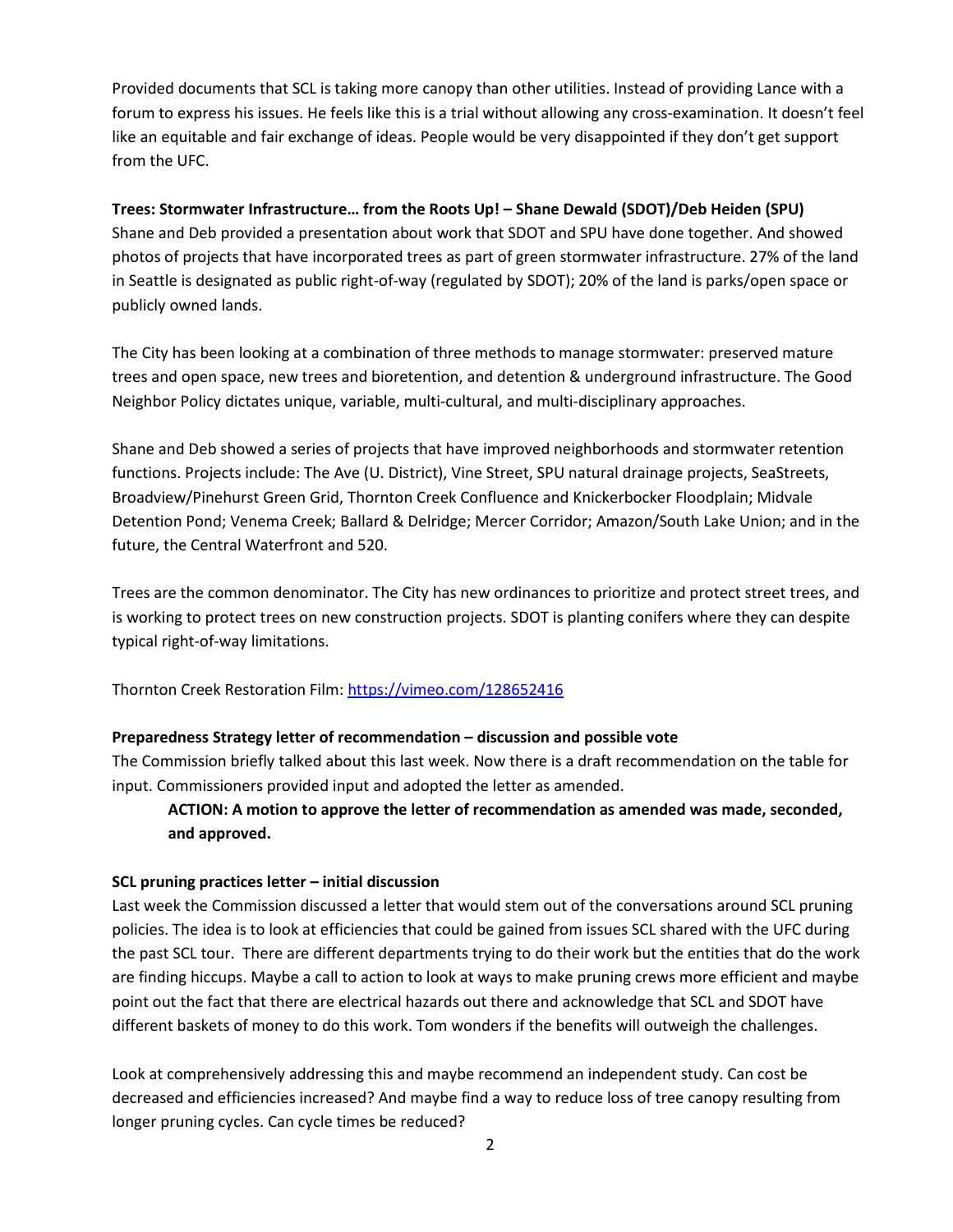Provided documents that SCL is taking more canopy than other utilities. Instead of providing Lance with a forum to express his issues. He feels like this is a trial without allowing any cross-examination. It doesn't feel like an equitable and fair exchange of ideas. People would be very disappointed if they don't get support from the UFC.

**Trees: Stormwater Infrastructure… from the Roots Up! – Shane Dewald (SDOT)/Deb Heiden (SPU)**
Shane and Deb provided a presentation about work that SDOT and SPU have done together. And showed photos of projects that have incorporated trees as part of green stormwater infrastructure. 27% of the land in Seattle is designated as public right-of-way (regulated by SDOT); 20% of the land is parks/open space or publicly owned lands.

The City has been looking at a combination of three methods to manage stormwater: preserved mature trees and open space, new trees and bioretention, and detention & underground infrastructure. The Good Neighbor Policy dictates unique, variable, multi-cultural, and multi-disciplinary approaches.

Shane and Deb showed a series of projects that have improved neighborhoods and stormwater retention functions. Projects include: The Ave (U. District), Vine Street, SPU natural drainage projects, SeaStreets, Broadview/Pinehurst Green Grid, Thornton Creek Confluence and Knickerbocker Floodplain; Midvale Detention Pond; Venema Creek; Ballard & Delridge; Mercer Corridor; Amazon/South Lake Union; and in the future, the Central Waterfront and 520.

Trees are the common denominator. The City has new ordinances to prioritize and protect street trees, and is working to protect trees on new construction projects. SDOT is planting conifers where they can despite typical right-of-way limitations.

Thornton Creek Restoration Film: https://vimeo.com/128652416

**Preparedness Strategy letter of recommendation – discussion and possible vote**
The Commission briefly talked about this last week. Now there is a draft recommendation on the table for input. Commissioners provided input and adopted the letter as amended.

> **ACTION: A motion to approve the letter of recommendation as amended was made, seconded, and approved.**

**SCL pruning practices letter – initial discussion**
Last week the Commission discussed a letter that would stem out of the conversations around SCL pruning policies. The idea is to look at efficiencies that could be gained from issues SCL shared with the UFC during the past SCL tour. There are different departments trying to do their work but the entities that do the work are finding hiccups. Maybe a call to action to look at ways to make pruning crews more efficient and maybe point out the fact that there are electrical hazards out there and acknowledge that SCL and SDOT have different baskets of money to do this work. Tom wonders if the benefits will outweigh the challenges.

Look at comprehensively addressing this and maybe recommend an independent study. Can cost be decreased and efficiencies increased? And maybe find a way to reduce loss of tree canopy resulting from longer pruning cycles. Can cycle times be reduced?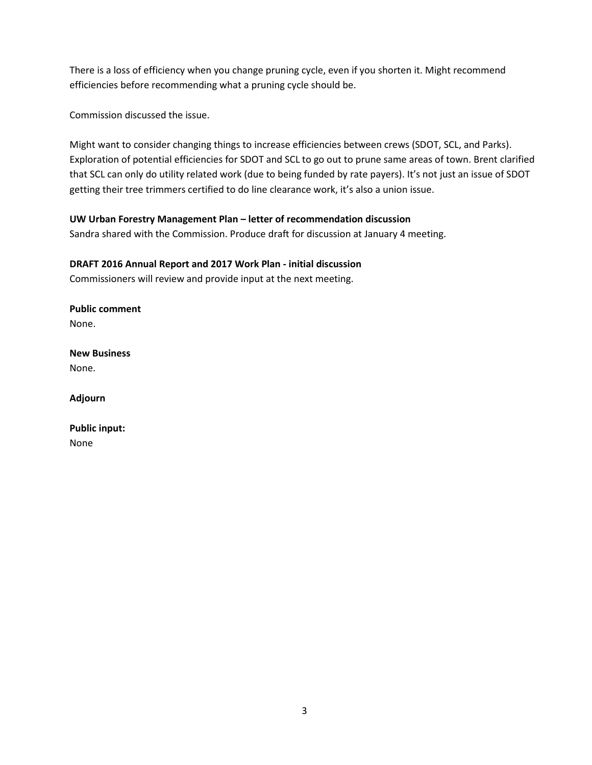There is a loss of efficiency when you change pruning cycle, even if you shorten it. Might recommend efficiencies before recommending what a pruning cycle should be.

Commission discussed the issue.

Might want to consider changing things to increase efficiencies between crews (SDOT, SCL, and Parks). Exploration of potential efficiencies for SDOT and SCL to go out to prune same areas of town. Brent clarified that SCL can only do utility related work (due to being funded by rate payers). It's not just an issue of SDOT getting their tree trimmers certified to do line clearance work, it's also a union issue.

**UW Urban Forestry Management Plan – letter of recommendation discussion**
Sandra shared with the Commission. Produce draft for discussion at January 4 meeting.

**DRAFT 2016 Annual Report and 2017 Work Plan - initial discussion**
Commissioners will review and provide input at the next meeting.

**Public comment**
None.

**New Business**
None.

**Adjourn**

**Public input:**
None